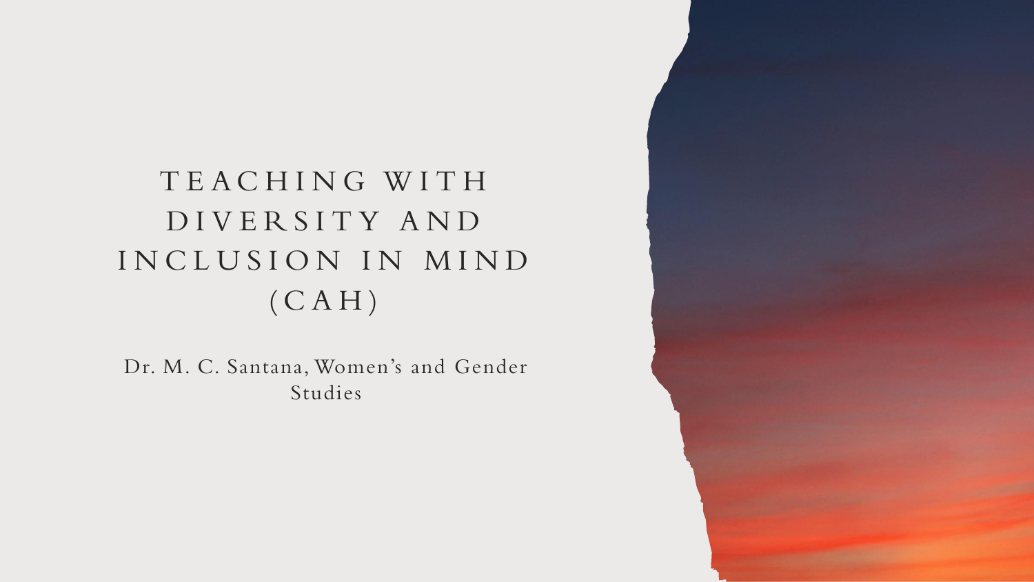# TEACHING WITH DIVERSITY AND INCLUSION IN MIND (CAH)

Dr. M. C. Santana, Women's and Gender Studies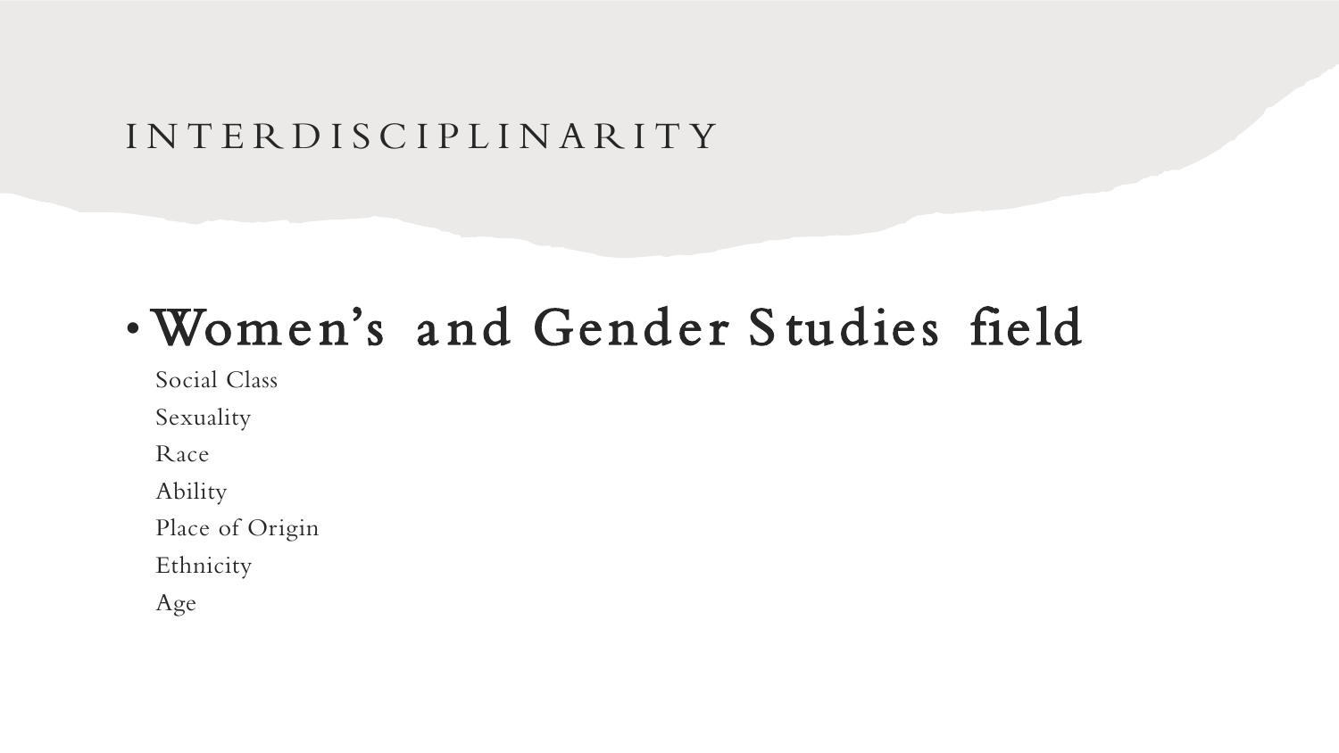# INTERDISCIPLINARITY

- Women's and Gender Studies field

  Social Class

  Sexuality

  Race

  Ability

  Place of Origin

  Ethnicity

  Age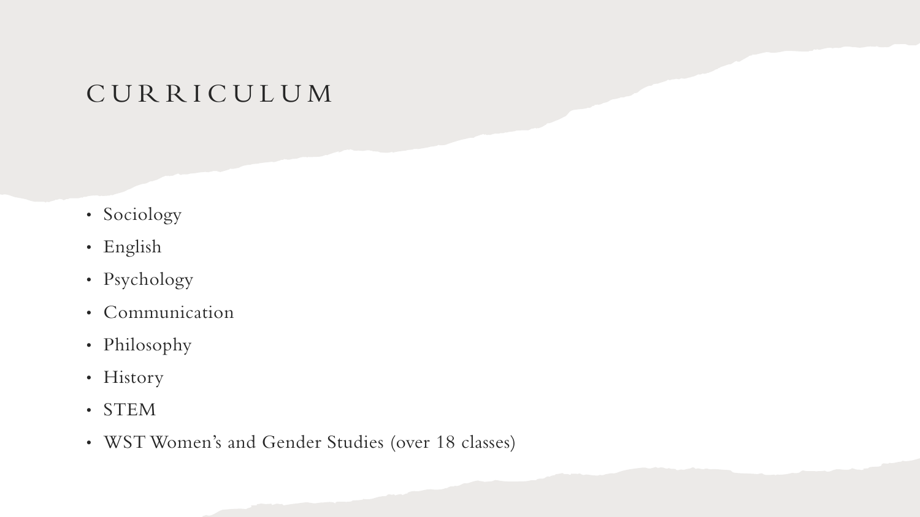# CURRICULUM

- Sociology
- English
- Psychology
- Communication
- Philosophy
- History
- STEM
- WST Women's and Gender Studies (over 18 classes)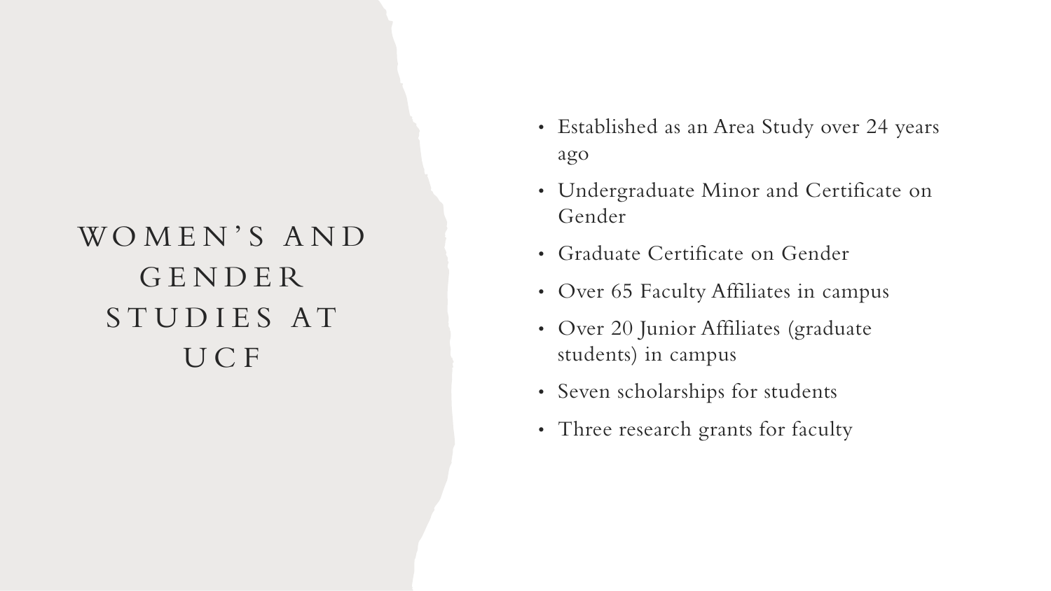# WOMEN'S AND GENDER STUDIES AT UCF

- Established as an Area Study over 24 years ago
- Undergraduate Minor and Certificate on Gender
- Graduate Certificate on Gender
- Over 65 Faculty Affiliates in campus
- Over 20 Junior Affiliates (graduate students) in campus
- Seven scholarships for students
- Three research grants for faculty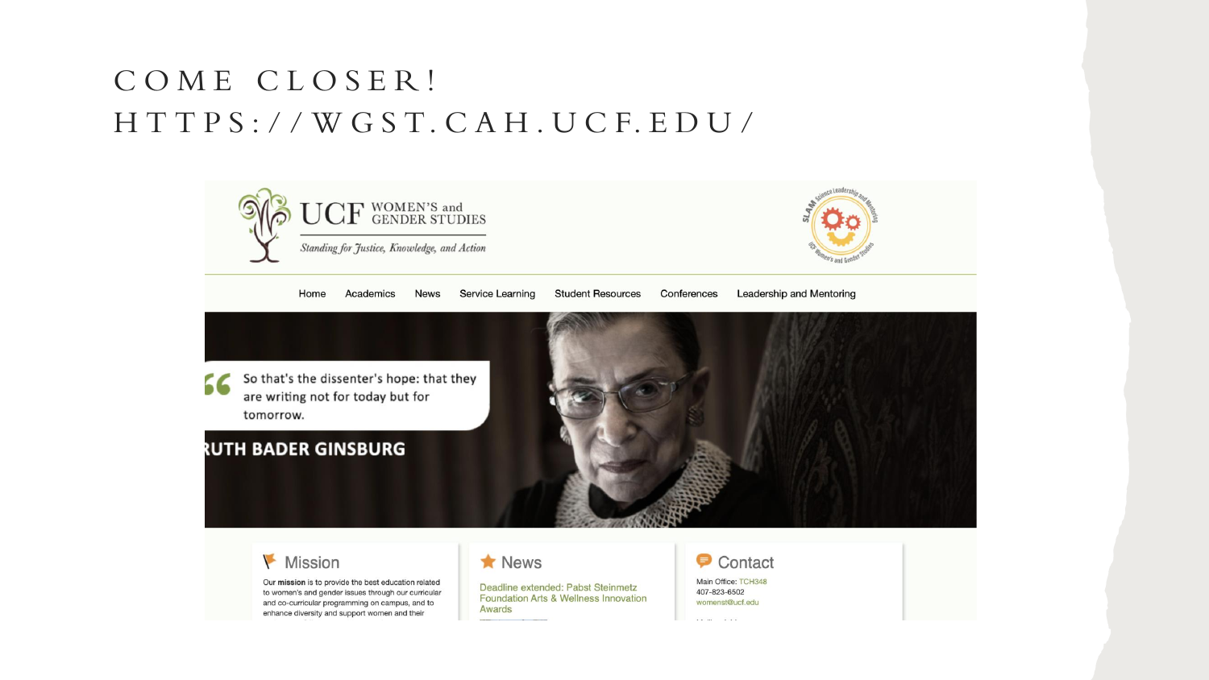# COME CLOSER!
# HTTPS://WGST.CAH.UCF.EDU/

UCF WOMEN'S and GENDER STUDIES

*Standing for Justice, Knowledge, and Action*

Home | Academics | News | Service Learning | Student Resources | Conferences | Leadership and Mentoring

"So that's the dissenter's hope: that they are writing not for today but for tomorrow."

RUTH BADER GINSBURG

## Mission

Our **mission** is to provide the best education related to women's and gender issues through our curricular and co-curricular programming on campus, and to enhance diversity and support women and their

## News

Deadline extended: Pabst Steinmetz Foundation Arts & Wellness Innovation Awards

## Contact

Main Office: TCH348
407-823-6502
womenst@ucf.edu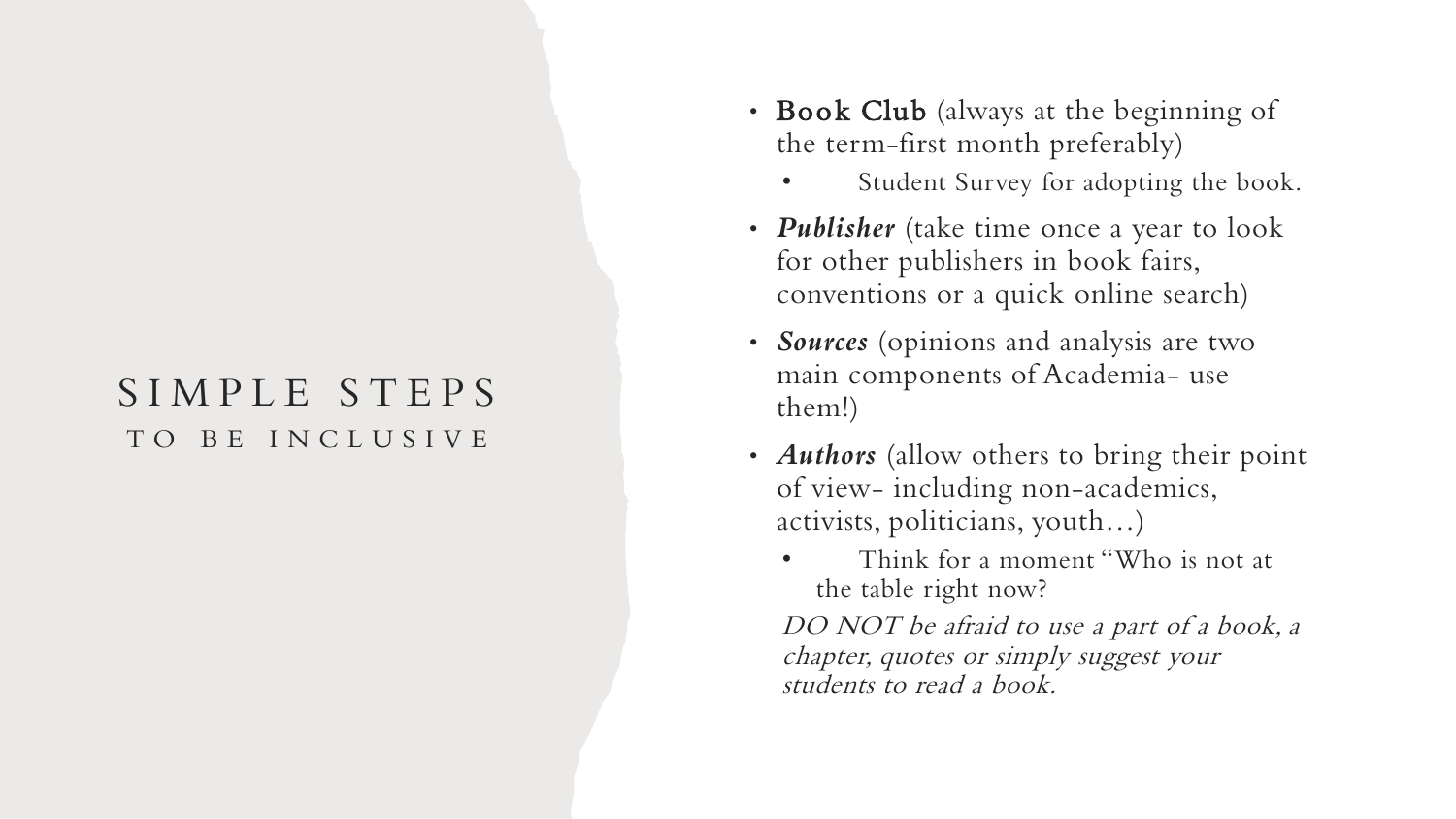# SIMPLE STEPS
## TO BE INCLUSIVE

- **Book Club** (always at the beginning of the term-first month preferably)
  - Student Survey for adopting the book.
- ***Publisher*** (take time once a year to look for other publishers in book fairs, conventions or a quick online search)
- ***Sources*** (opinions and analysis are two main components of Academia- use them!)
- ***Authors*** (allow others to bring their point of view- including non-academics, activists, politicians, youth…)
  - Think for a moment "Who is not at the table right now?

*DO NOT be afraid to use a part of a book, a chapter, quotes or simply suggest your students to read a book.*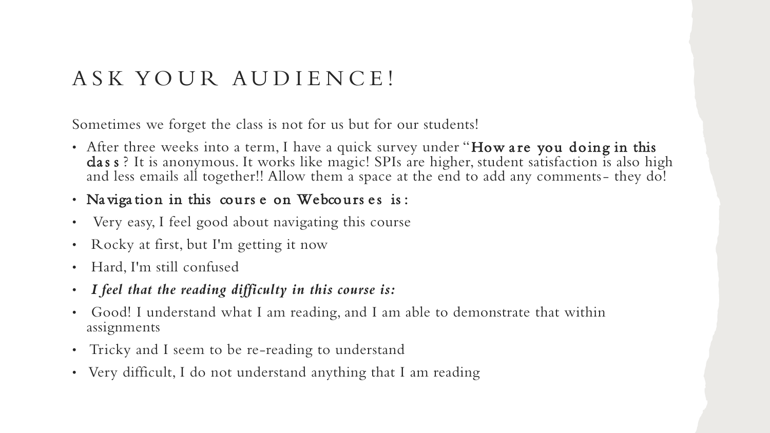# ASK YOUR AUDIENCE!

Sometimes we forget the class is not for us but for our students!

- After three weeks into a term, I have a quick survey under "**How are you doing in this class**? It is anonymous. It works like magic! SPIs are higher, student satisfaction is also high and less emails all together!! Allow them a space at the end to add any comments- they do!
- **Navigation in this course on Webcourses is:**
- Very easy, I feel good about navigating this course
- Rocky at first, but I'm getting it now
- Hard, I'm still confused
- ***I feel that the reading difficulty in this course is:***
- Good! I understand what I am reading, and I am able to demonstrate that within assignments
- Tricky and I seem to be re-reading to understand
- Very difficult, I do not understand anything that I am reading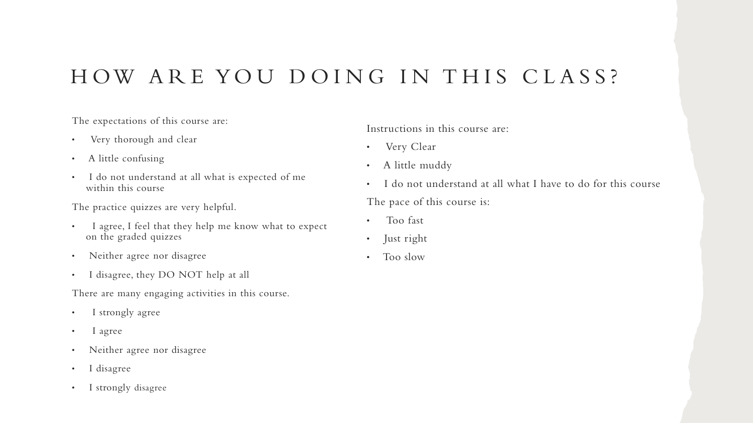# HOW ARE YOU DOING IN THIS CLASS?

The expectations of this course are:

- Very thorough and clear
- A little confusing
- I do not understand at all what is expected of me within this course

The practice quizzes are very helpful.

- I agree, I feel that they help me know what to expect on the graded quizzes
- Neither agree nor disagree
- I disagree, they DO NOT help at all

There are many engaging activities in this course.

- I strongly agree
- I agree
- Neither agree nor disagree
- I disagree
- I strongly disagree

Instructions in this course are:

- Very Clear
- A little muddy
- I do not understand at all what I have to do for this course

The pace of this course is:

- Too fast
- Just right
- Too slow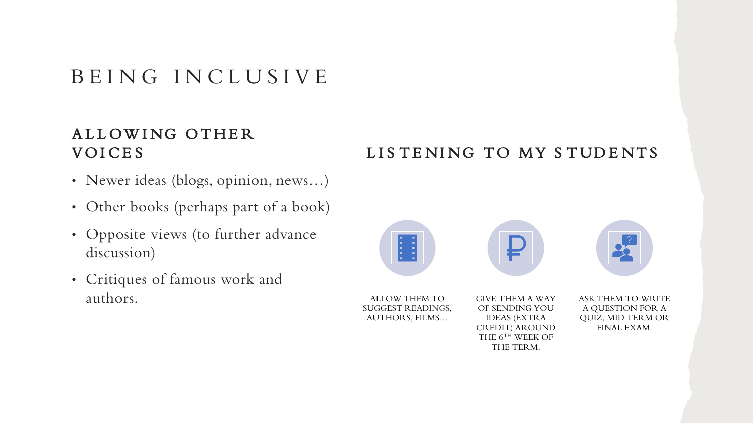# BEING INCLUSIVE

## ALLOWING OTHER VOICES

- Newer ideas (blogs, opinion, news…)
- Other books (perhaps part of a book)
- Opposite views (to further advance discussion)
- Critiques of famous work and authors.

## LISTENING TO MY STUDENTS

ALLOW THEM TO SUGGEST READINGS, AUTHORS, FILMS…

GIVE THEM A WAY OF SENDING YOU IDEAS (EXTRA CREDIT) AROUND THE 6TH WEEK OF THE TERM.

ASK THEM TO WRITE A QUESTION FOR A QUIZ, MID TERM OR FINAL EXAM.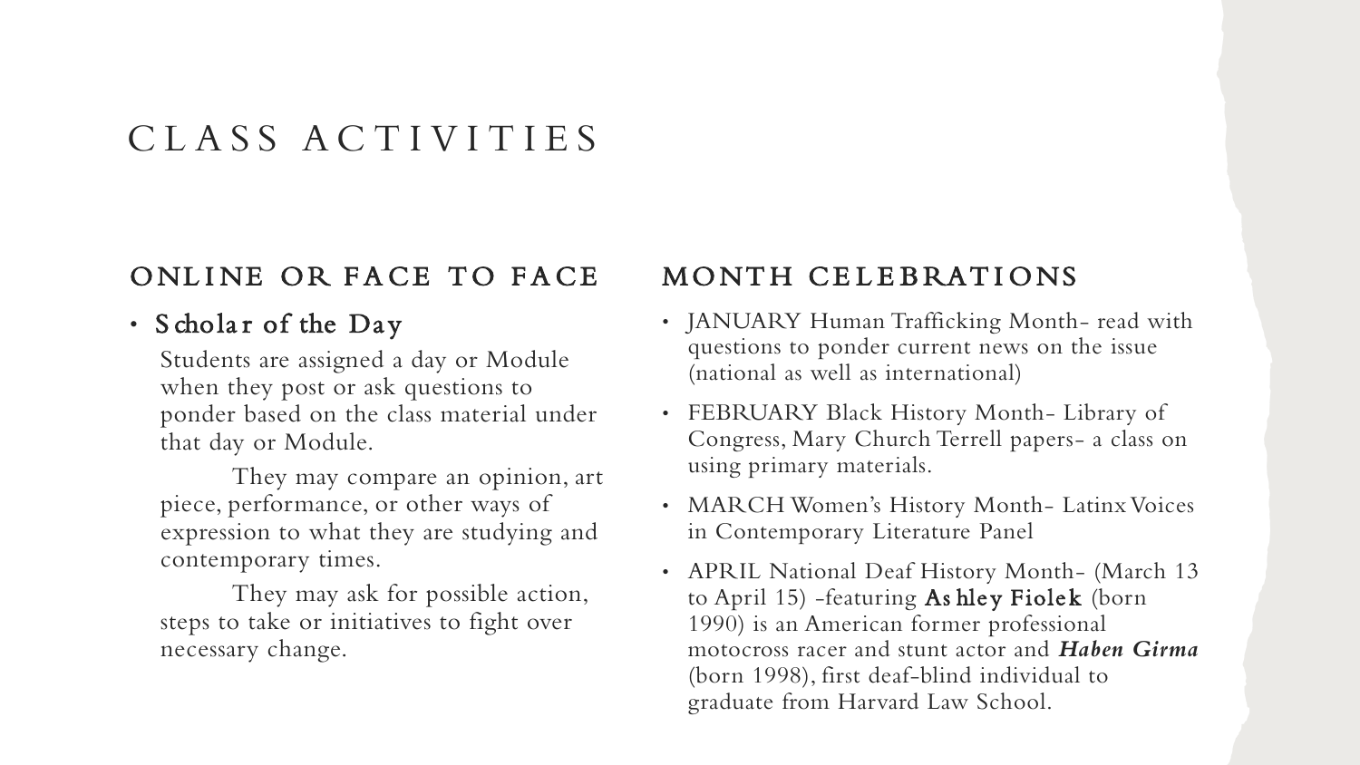# CLASS ACTIVITIES

## ONLINE OR FACE TO FACE

- **Scholar of the Day**

  Students are assigned a day or Module when they post or ask questions to ponder based on the class material under that day or Module.

  They may compare an opinion, art piece, performance, or other ways of expression to what they are studying and contemporary times.

  They may ask for possible action, steps to take or initiatives to fight over necessary change.

## MONTH CELEBRATIONS

- JANUARY Human Trafficking Month- read with questions to ponder current news on the issue (national as well as international)
- FEBRUARY Black History Month- Library of Congress, Mary Church Terrell papers- a class on using primary materials.
- MARCH Women's History Month- Latinx Voices in Contemporary Literature Panel
- APRIL National Deaf History Month- (March 13 to April 15) -featuring **Ashley Fiolek** (born 1990) is an American former professional motocross racer and stunt actor and ***Haben Girma*** (born 1998), first deaf-blind individual to graduate from Harvard Law School.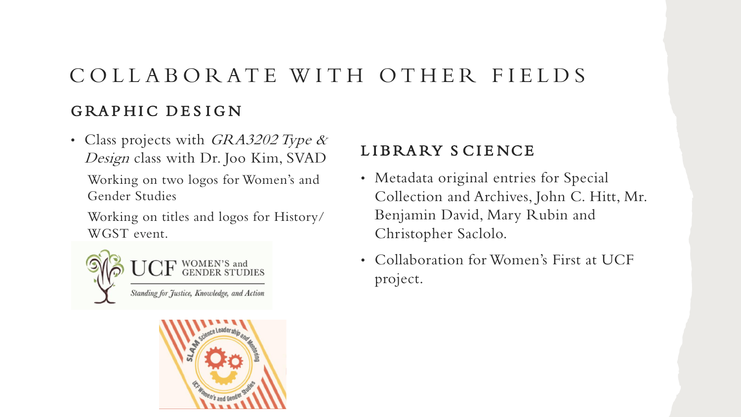# COLLABORATE WITH OTHER FIELDS

## GRAPHIC DESIGN

- Class projects with *GRA3202 Type & Design* class with Dr. Joo Kim, SVAD

  Working on two logos for Women's and Gender Studies

  Working on titles and logos for History/ WGST event.

## LIBRARY SCIENCE

- Metadata original entries for Special Collection and Archives, John C. Hitt, Mr. Benjamin David, Mary Rubin and Christopher Saclolo.
- Collaboration for Women's First at UCF project.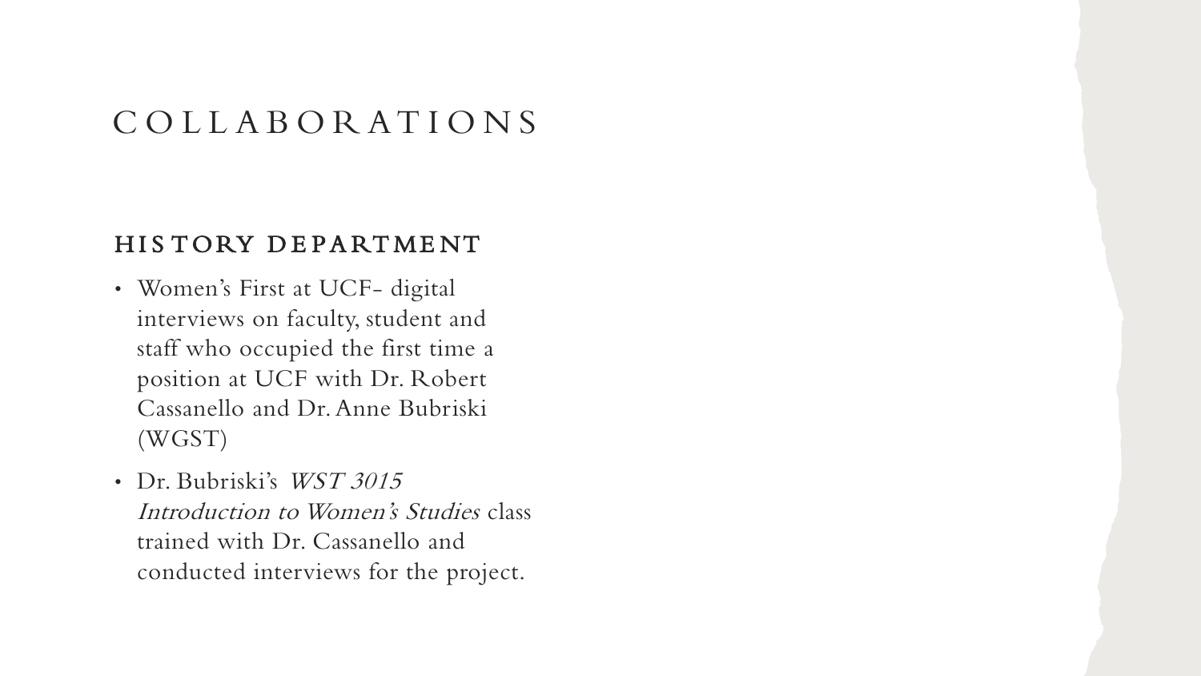# COLLABORATIONS

## HISTORY DEPARTMENT

- Women's First at UCF- digital interviews on faculty, student and staff who occupied the first time a position at UCF with Dr. Robert Cassanello and Dr. Anne Bubriski (WGST)
- Dr. Bubriski's *WST 3015 Introduction to Women's Studies* class trained with Dr. Cassanello and conducted interviews for the project.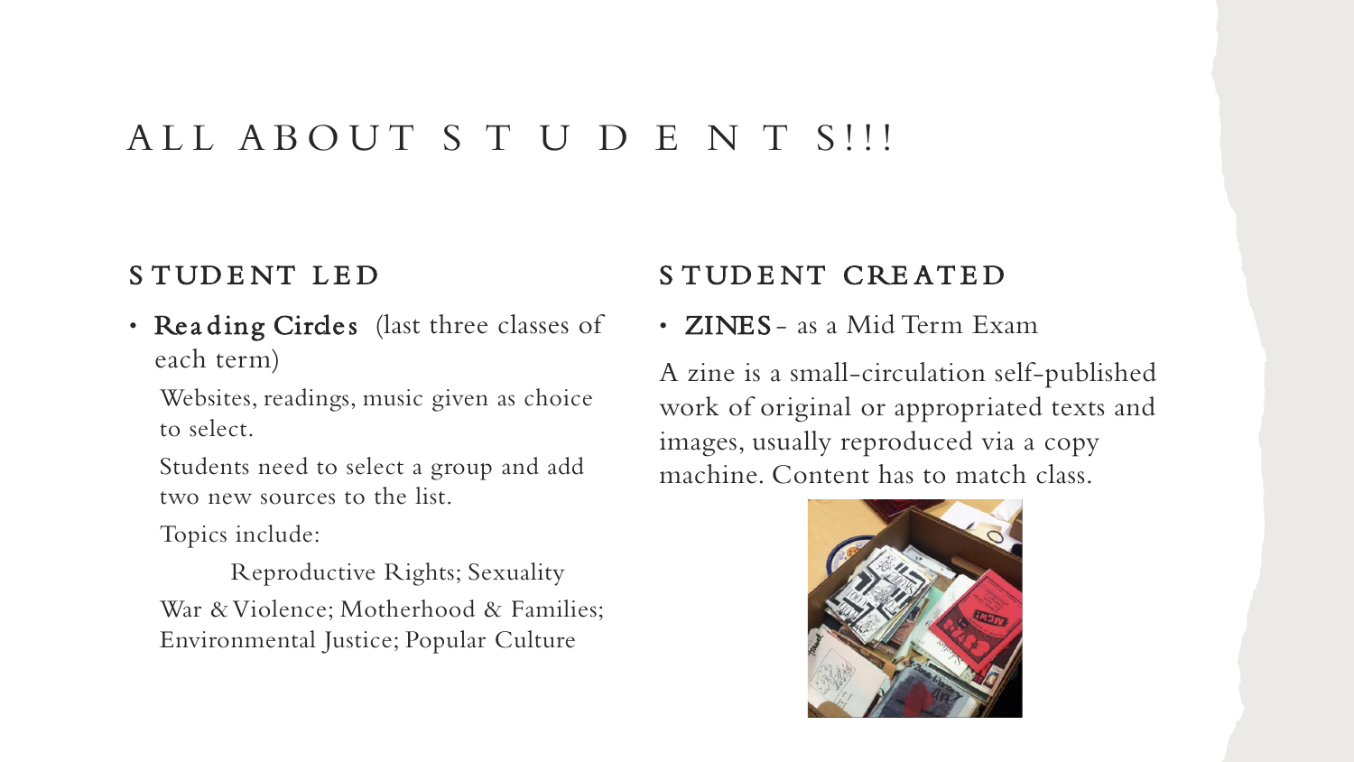# ALL ABOUT S T U D E N T S!!!

## STUDENT LED

- **Reading Circles** (last three classes of each term)

  Websites, readings, music given as choice to select.

  Students need to select a group and add two new sources to the list.

  Topics include:

  Reproductive Rights; Sexuality
  War & Violence; Motherhood & Families; Environmental Justice; Popular Culture

## STUDENT CREATED

- **ZINES** - as a Mid Term Exam

A zine is a small-circulation self-published work of original or appropriated texts and images, usually reproduced via a copy machine. Content has to match class.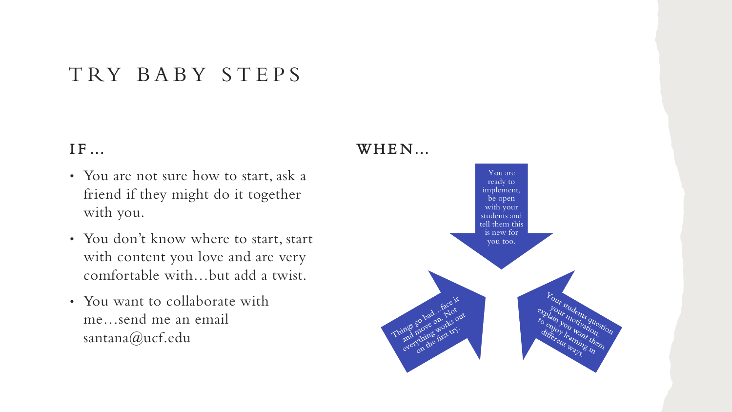# TRY BABY STEPS

## IF…

- You are not sure how to start, ask a friend if they might do it together with you.
- You don't know where to start, start with content you love and are very comfortable with…but add a twist.
- You want to collaborate with me…send me an email santana@ucf.edu

## WHEN…

- You are ready to implement, be open with your students and tell them this is new for you too.
- Things go bad…face it and move on. Not everything works out on the first try.
- Your students question your motivation, explain you want them to enjoy learning in different ways.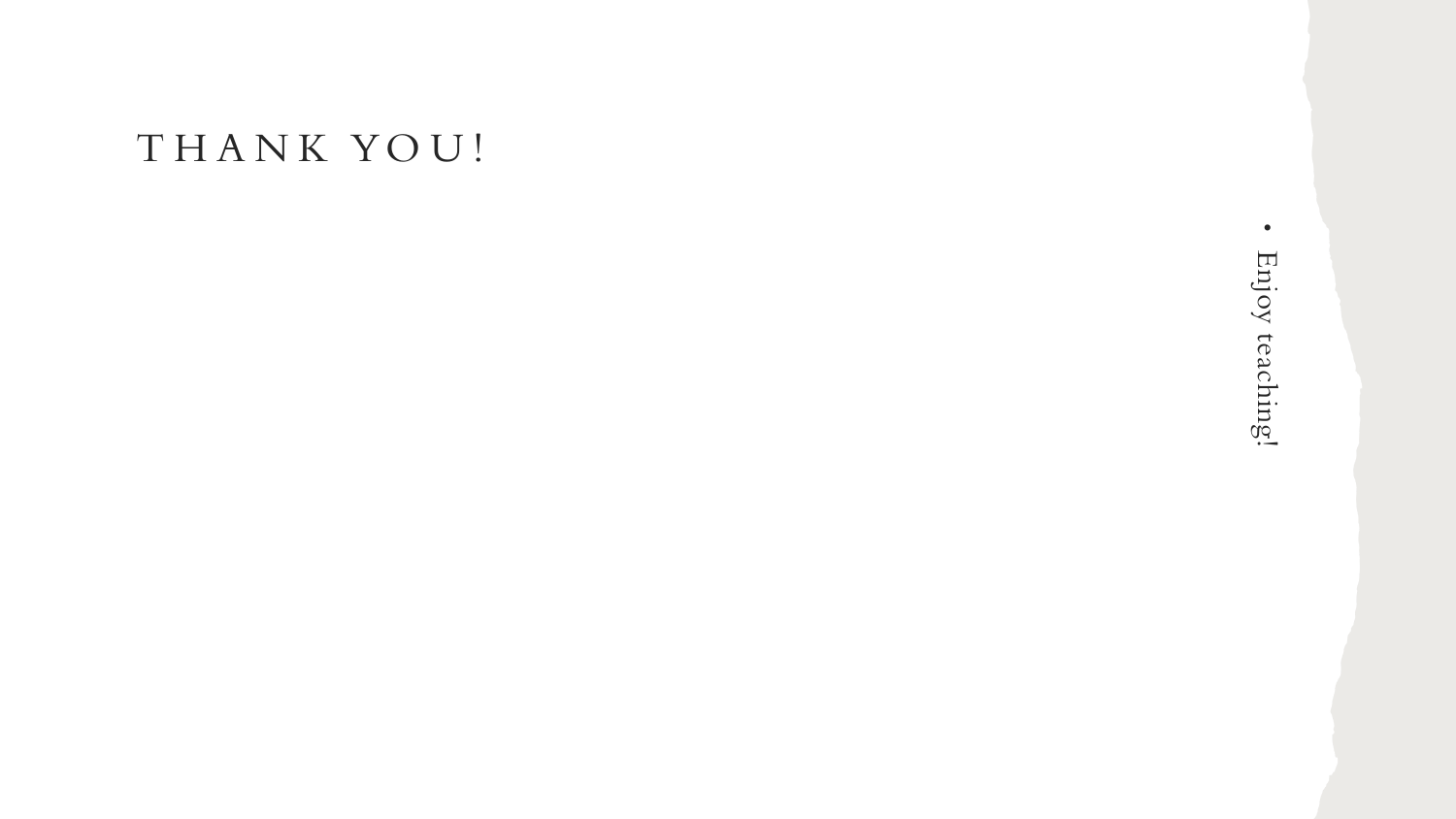# THANK YOU!

- Enjoy teaching!